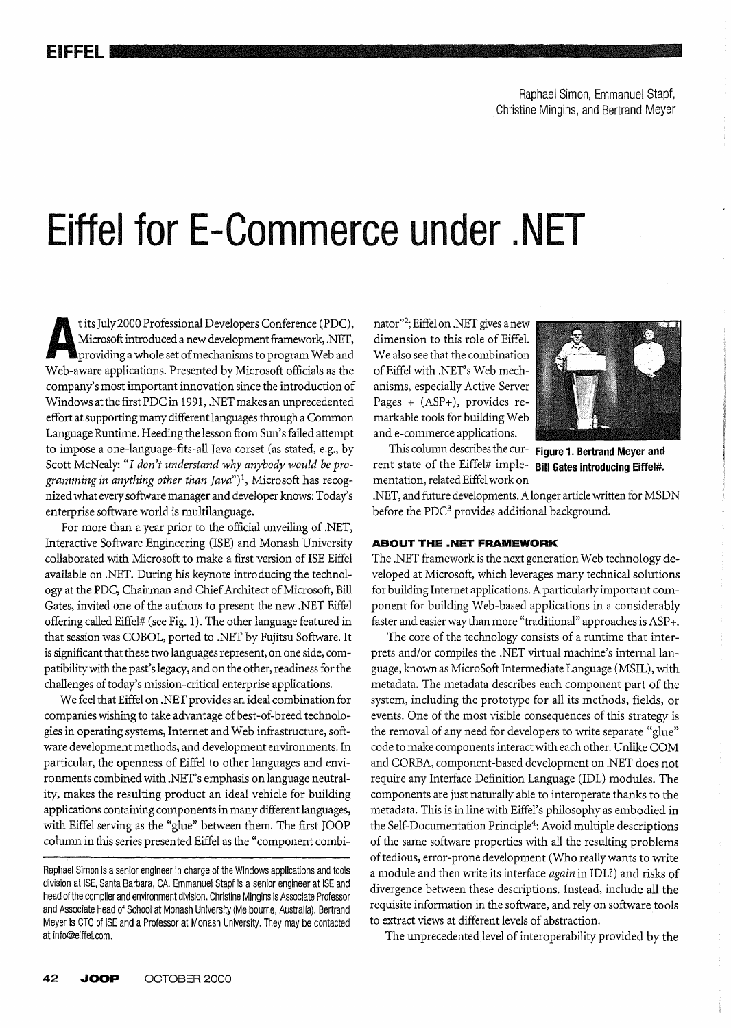Raphael Simon, Emmanuel Stapf, Christine Mingins, and Bertrand Meyer

# Eiffel for E-Commerce under .NET

At its July 2000 Professional Developers Conference (PDC), Microsoft introduced a new development framework, .NET, providing a whole set of mechanisms to program Web and Web-aware applications. Presented by Microsoft officials as the company's most important innovation since the introduction of Windows at the first PDC in 1991, .NET makes an unprecedented effort at supporting many different languages through a Common Language Runtime. Heeding the lesson from Sun's failed attempt to impose a one-language-fits-all Java corset (as stated, e.g., by Scott McNealy: *"I don't understand why anybody would be programming in anything other than Java"*)[1], Microsoft has recognized what every software manager and developer knows: Today's enterprise software world is multilanguage.

For more than a year prior to the official unveiling of .NET, Interactive Software Engineering (ISE) and Monash University collaborated with Microsoft to make a first version of ISE Eiffel available on .NET. During his keynote introducing the technology at the PDC, Chairman and Chief Architect of Microsoft, Bill Gates, invited one of the authors to present the new .NET Eiffel offering called Eiffel# (see Fig. 1). The other language featured in that session was COBOL, ported to .NET by Fujitsu Software. It is significant that these two languages represent, on one side, compatibility with the past's legacy, and on the other, readiness for the challenges of today's mission-critical enterprise applications.

We feel that Eiffel on .NET provides an ideal combination for companies wishing to take advantage of best-of-breed technologies in operating systems, Internet and Web infrastructure, software development methods, and development environments. In particular, the openness of Eiffel to other languages and environments combined with .NET's emphasis on language neutrality, makes the resulting product an ideal vehicle for building applications containing components in many different languages, with Eiffel serving as the "glue" between them. The first JOOP column in this series presented Eiffel as the "component combinator"[2]; Eiffel on .NET gives a new dimension to this role of Eiffel. We also see that the combination of Eiffel with .NET's Web mechanisms, especially Active Server Pages + (ASP+), provides remarkable tools for building Web and e-commerce applications.

**Figure 1. Bertrand Meyer and Bill Gates introducing Eiffel#.**

This column describes the current state of the Eiffel# implementation, related Eiffel work on .NET, and future developments. A longer article written for MSDN before the PDC[3] provides additional background.

Raphael Simon is a senior engineer in charge of the Windows applications and tools division at ISE, Santa Barbara, CA. Emmanuel Stapf is a senior engineer at ISE and head of the compiler and environment division. Christine Mingins is Associate Professor and Associate Head of School at Monash University (Melbourne, Australia). Bertrand Meyer is CTO of ISE and a Professor at Monash University. They may be contacted at info@eiffel.com.

### ABOUT THE .NET FRAMEWORK

The .NET framework is the next generation Web technology developed at Microsoft, which leverages many technical solutions for building Internet applications. A particularly important component for building Web-based applications in a considerably faster and easier way than more "traditional" approaches is ASP+.

The core of the technology consists of a runtime that interprets and/or compiles the .NET virtual machine's internal language, known as MicroSoft Intermediate Language (MSIL), with metadata. The metadata describes each component part of the system, including the prototype for all its methods, fields, or events. One of the most visible consequences of this strategy is the removal of any need for developers to write separate "glue" code to make components interact with each other. Unlike COM and CORBA, component-based development on .NET does not require any Interface Definition Language (IDL) modules. The components are just naturally able to interoperate thanks to the metadata. This is in line with Eiffel's philosophy as embodied in the Self-Documentation Principle[4]: Avoid multiple descriptions of the same software properties with all the resulting problems of tedious, error-prone development (Who really wants to write a module and then write its interface *again* in IDL?) and risks of divergence between these descriptions. Instead, include all the requisite information in the software, and rely on software tools to extract views at different levels of abstraction.

The unprecedented level of interoperability provided by the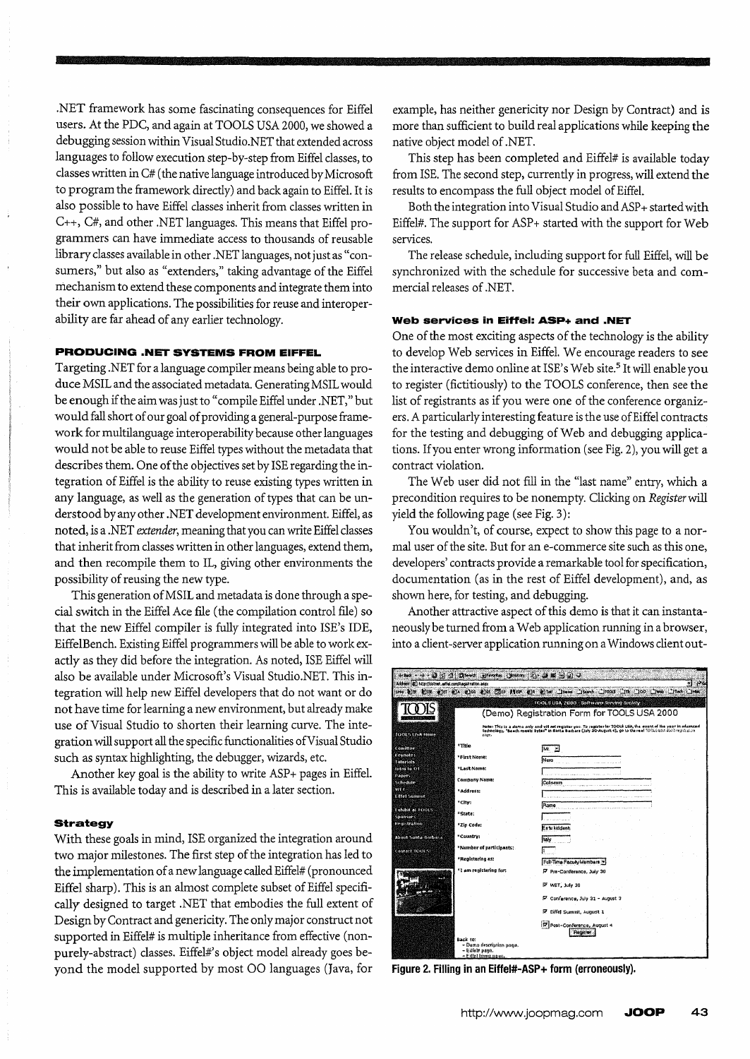.NET framework has some fascinating consequences for Eiffel users. At the PDC, and again at TOOLS USA 2000, we showed a debugging session within Visual Studio.NET that extended across languages to follow execution step-by-step from Eiffel classes, to classes written in C# (the native language introduced by Microsoft to program the framework directly) and back again to Eiffel. It is also possible to have Eiffel classes inherit from classes written in C++, C#, and other .NET languages. This means that Eiffel programmers can have immediate access to thousands of reusable library classes available in other .NET languages, not just as "consumers," but also as "extenders," taking advantage of the Eiffel mechanism to extend these components and integrate them into their own applications. The possibilities for reuse and interoperability are far ahead of any earlier technology.

## PRODUCING .NET SYSTEMS FROM EIFFEL

Targeting .NET for a language compiler means being able to produce MSIL and the associated metadata. Generating MSIL would be enough if the aim was just to "compile Eiffel under .NET," but would fall short of our goal of providing a general-purpose framework for multilanguage interoperability because other languages would not be able to reuse Eiffel types without the metadata that describes them. One of the objectives set by ISE regarding the integration of Eiffel is the ability to reuse existing types written in any language, as well as the generation of types that can be understood by any other .NET development environment. Eiffel, as noted, is a .NET *extender*, meaning that you can write Eiffel classes that inherit from classes written in other languages, extend them, and then recompile them to IL, giving other environments the possibility of reusing the new type.

This generation of MSIL and metadata is done through a special switch in the Eiffel Ace file (the compilation control file) so that the new Eiffel compiler is fully integrated into ISE's IDE, EiffelBench. Existing Eiffel programmers will be able to work exactly as they did before the integration. As noted, ISE Eiffel will also be available under Microsoft's Visual Studio.NET. This integration will help new Eiffel developers that do not want or do not have time for learning a new environment, but already make use of Visual Studio to shorten their learning curve. The integration will support all the specific functionalities of Visual Studio such as syntax highlighting, the debugger, wizards, etc.

Another key goal is the ability to write ASP+ pages in Eiffel. This is available today and is described in a later section.

### Strategy

With these goals in mind, ISE organized the integration around two major milestones. The first step of the integration has led to the implementation of a new language called Eiffel# (pronounced Eiffel sharp). This is an almost complete subset of Eiffel specifically designed to target .NET that embodies the full extent of Design by Contract and genericity. The only major construct not supported in Eiffel# is multiple inheritance from effective (non-purely-abstract) classes. Eiffel#'s object model already goes beyond the model supported by most OO languages (Java, for example, has neither genericity nor Design by Contract) and is more than sufficient to build real applications while keeping the native object model of .NET.

This step has been completed and Eiffel# is available today from ISE. The second step, currently in progress, will extend the results to encompass the full object model of Eiffel.

Both the integration into Visual Studio and ASP+ started with Eiffel#. The support for ASP+ started with the support for Web services.

The release schedule, including support for full Eiffel, will be synchronized with the schedule for successive beta and commercial releases of .NET.

### Web services in Eiffel: ASP+ and .NET

One of the most exciting aspects of the technology is the ability to develop Web services in Eiffel. We encourage readers to see the interactive demo online at ISE's Web site.[5] It will enable you to register (fictitiously) to the TOOLS conference, then see the list of registrants as if you were one of the conference organizers. A particularly interesting feature is the use of Eiffel contracts for the testing and debugging of Web and debugging applications. If you enter wrong information (see Fig. 2), you will get a contract violation.

The Web user did not fill in the "last name" entry, which a precondition requires to be nonempty. Clicking on *Register* will yield the following page (see Fig. 3):

You wouldn't, of course, expect to show this page to a normal user of the site. But for an e-commerce site such as this one, developers' contracts provide a remarkable tool for specification, documentation (as in the rest of Eiffel development), and, as shown here, for testing, and debugging.

Another attractive aspect of this demo is that it can instantaneously be turned from a Web application running in a browser, into a client-server application running on a Windows client out-

**Figure 2. Filling in an Eiffel#-ASP+ form (erroneously).**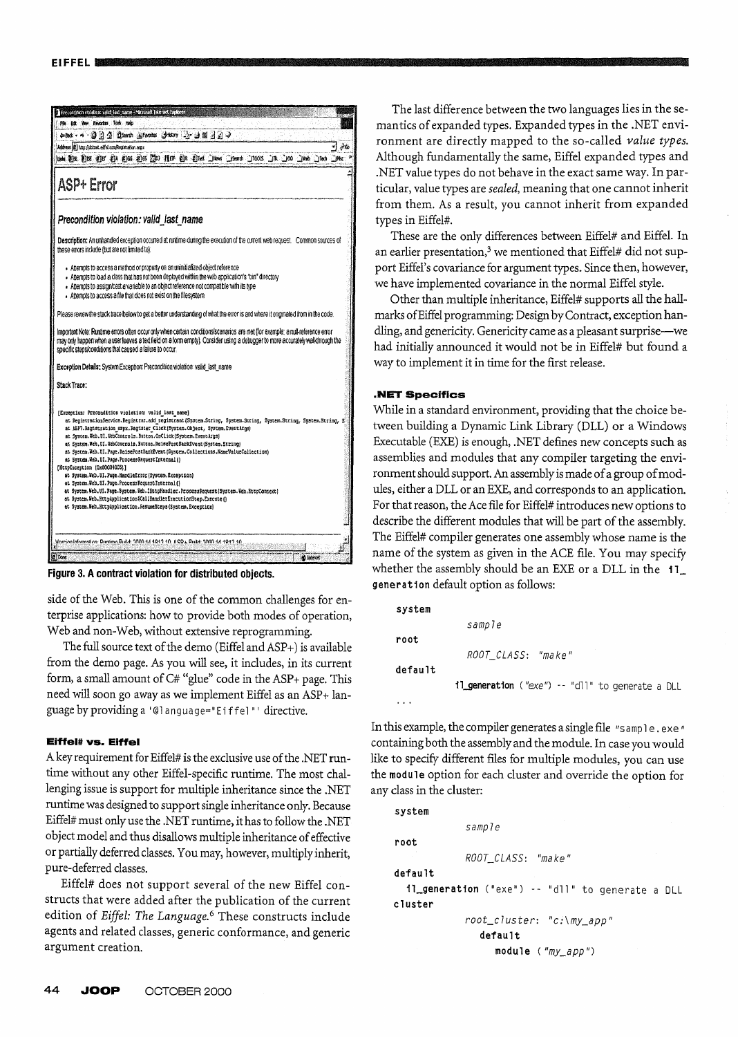Figure 3. A contract violation for distributed objects.

side of the Web. This is one of the common challenges for enterprise applications: how to provide both modes of operation, Web and non-Web, without extensive reprogramming.

The full source text of the demo (Eiffel and ASP+) is available from the demo page. As you will see, it includes, in its current form, a small amount of C# "glue" code in the ASP+ page. This need will soon go away as we implement Eiffel as an ASP+ language by providing a '@language="Eiffel"' directive.

### Eiffel# vs. Eiffel

A key requirement for Eiffel# is the exclusive use of the .NET runtime without any other Eiffel-specific runtime. The most challenging issue is support for multiple inheritance since the .NET runtime was designed to support single inheritance only. Because Eiffel# must only use the .NET runtime, it has to follow the .NET object model and thus disallows multiple inheritance of effective or partially deferred classes. You may, however, multiply inherit, pure-deferred classes.

Eiffel# does not support several of the new Eiffel constructs that were added after the publication of the current edition of *Eiffel: The Language*.[6] These constructs include agents and related classes, generic conformance, and generic argument creation.

The last difference between the two languages lies in the semantics of expanded types. Expanded types in the .NET environment are directly mapped to the so-called *value types*. Although fundamentally the same, Eiffel expanded types and .NET value types do not behave in the exact same way. In particular, value types are *sealed*, meaning that one cannot inherit from them. As a result, you cannot inherit from expanded types in Eiffel#.

These are the only differences between Eiffel# and Eiffel. In an earlier presentation,[3] we mentioned that Eiffel# did not support Eiffel's covariance for argument types. Since then, however, we have implemented covariance in the normal Eiffel style.

Other than multiple inheritance, Eiffel# supports all the hallmarks of Eiffel programming: Design by Contract, exception handling, and genericity. Genericity came as a pleasant surprise—we had initially announced it would not be in Eiffel# but found a way to implement it in time for the first release.

### .NET Specifics

While in a standard environment, providing that the choice between building a Dynamic Link Library (DLL) or a Windows Executable (EXE) is enough, .NET defines new concepts such as assemblies and modules that any compiler targeting the environment should support. An assembly is made of a group of modules, either a DLL or an EXE, and corresponds to an application. For that reason, the Ace file for Eiffel# introduces new options to describe the different modules that will be part of the assembly. The Eiffel# compiler generates one assembly whose name is the name of the system as given in the ACE file. You may specify whether the assembly should be an EXE or a DLL in the `il_generation` default option as follows:

```
system
        sample
root
        ROOT_CLASS: "make"
default
        il_generation ("exe") -- "dll" to generate a DLL
...
```

In this example, the compiler generates a single file "sample.exe" containing both the assembly and the module. In case you would like to specify different files for multiple modules, you can use the `module` option for each cluster and override the option for any class in the cluster:

```
system
        sample
root
        ROOT_CLASS: "make"
default
  il_generation ("exe") -- "dll" to generate a DLL
cluster
        root_cluster: "c:\my_app"
          default
            module ("my_app")
```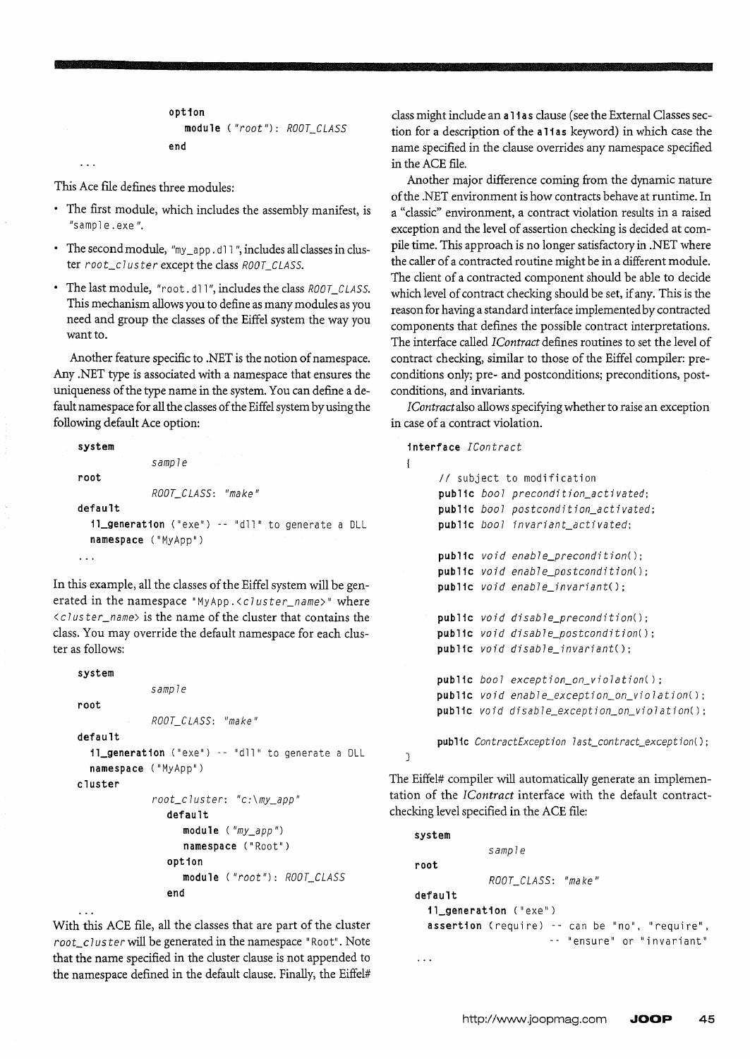```
                option
                    module ("root"): ROOT_CLASS
                end
...
```

This Ace file defines three modules:

- The first module, which includes the assembly manifest, is "sample.exe".
- The second module, "my_app.dll", includes all classes in cluster *root_cluster* except the class *ROOT_CLASS*.
- The last module, "root.dll", includes the class *ROOT_CLASS*. This mechanism allows you to define as many modules as you need and group the classes of the Eiffel system the way you want to.

Another feature specific to .NET is the notion of namespace. Any .NET type is associated with a namespace that ensures the uniqueness of the type name in the system. You can define a default namespace for all the classes of the Eiffel system by using the following default Ace option:

```
system
            sample
root
            ROOT_CLASS: "make"
default
   il_generation ("exe") -- "dll" to generate a DLL
   namespace ("MyApp")
...
```

In this example, all the classes of the Eiffel system will be generated in the namespace "MyApp.<cluster_name>" where <cluster_name> is the name of the cluster that contains the class. You may override the default namespace for each cluster as follows:

```
system
            sample
root
            ROOT_CLASS: "make"
default
   il_generation ("exe") -- "dll" to generate a DLL
   namespace ("MyApp")
cluster
            root_cluster: "c:\my_app"
                default
                    module ("my_app")
                    namespace ("Root")
                option
                    module ("root"): ROOT_CLASS
                end
...
```

With this ACE file, all the classes that are part of the cluster *root_cluster* will be generated in the namespace "Root". Note that the name specified in the cluster clause is not appended to the namespace defined in the default clause. Finally, the Eiffel# class might include an **alias** clause (see the External Classes section for a description of the **alias** keyword) in which case the name specified in the clause overrides any namespace specified in the ACE file.

Another major difference coming from the dynamic nature of the .NET environment is how contracts behave at runtime. In a "classic" environment, a contract violation results in a raised exception and the level of assertion checking is decided at compile time. This approach is no longer satisfactory in .NET where the caller of a contracted routine might be in a different module. The client of a contracted component should be able to decide which level of contract checking should be set, if any. This is the reason for having a standard interface implemented by contracted components that defines the possible contract interpretations. The interface called *IContract* defines routines to set the level of contract checking, similar to those of the Eiffel compiler: preconditions only; pre- and postconditions; preconditions, postconditions, and invariants.

*IContract* also allows specifying whether to raise an exception in case of a contract violation.

```
interface IContract
{
    // subject to modification
    public bool precondition_activated;
    public bool postcondition_activated;
    public bool invariant_activated;

    public void enable_precondition();
    public void enable_postcondition();
    public void enable_invariant();

    public void disable_precondition();
    public void disable_postcondition();
    public void disable_invariant();

    public bool exception_on_violation();
    public void enable_exception_on_violation();
    public void disable_exception_on_violation();

    public ContractException last_contract_exception();
}
```

The Eiffel# compiler will automatically generate an implementation of the *IContract* interface with the default contract-checking level specified in the ACE file:

```
system
            sample
root
            ROOT_CLASS: "make"
default
   il_generation ("exe")
   assertion (require) -- can be "no", "require",
                       -- "ensure" or "invariant"
...
```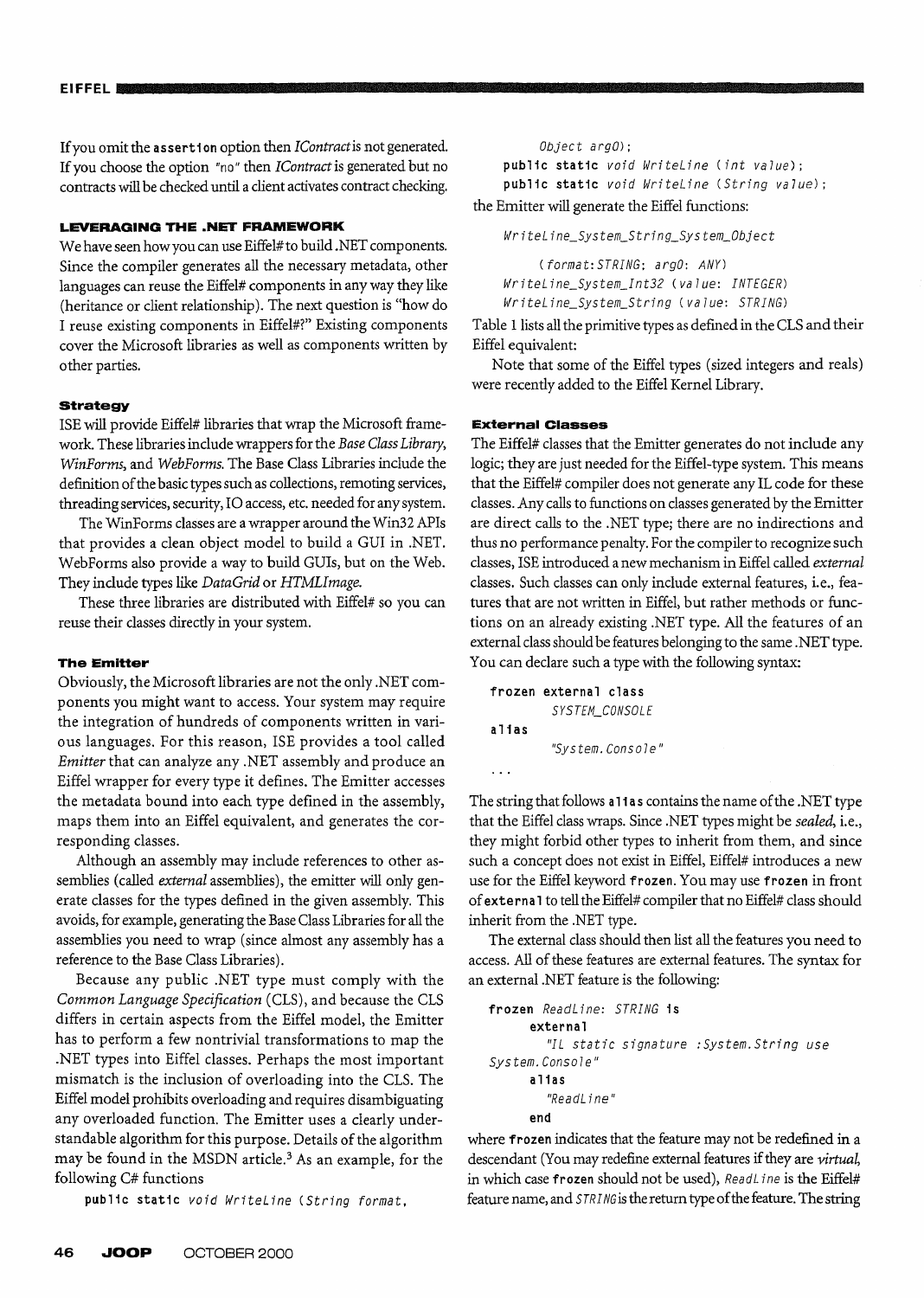If you omit the `assertion` option then *IContract* is not generated. If you choose the option `"no"` then *IContract* is generated but no contracts will be checked until a client activates contract checking.

### LEVERAGING THE .NET FRAMEWORK

We have seen how you can use Eiffel# to build .NET components. Since the compiler generates all the necessary metadata, other languages can reuse the Eiffel# components in any way they like (heritance or client relationship). The next question is "how do I reuse existing components in Eiffel#?" Existing components cover the Microsoft libraries as well as components written by other parties.

#### Strategy

ISE will provide Eiffel# libraries that wrap the Microsoft framework. These libraries include wrappers for the *Base Class Library, WinForms,* and *WebForms.* The Base Class Libraries include the definition of the basic types such as collections, remoting services, threading services, security, IO access, etc. needed for any system.

The WinForms classes are a wrapper around the Win32 APIs that provides a clean object model to build a GUI in .NET. WebForms also provide a way to build GUIs, but on the Web. They include types like *DataGrid* or *HTMLImage.*

These three libraries are distributed with Eiffel# so you can reuse their classes directly in your system.

#### The Emitter

Obviously, the Microsoft libraries are not the only .NET components you might want to access. Your system may require the integration of hundreds of components written in various languages. For this reason, ISE provides a tool called *Emitter* that can analyze any .NET assembly and produce an Eiffel wrapper for every type it defines. The Emitter accesses the metadata bound into each type defined in the assembly, maps them into an Eiffel equivalent, and generates the corresponding classes.

Although an assembly may include references to other assemblies (called *external* assemblies), the emitter will only generate classes for the types defined in the given assembly. This avoids, for example, generating the Base Class Libraries for all the assemblies you need to wrap (since almost any assembly has a reference to the Base Class Libraries).

Because any public .NET type must comply with the *Common Language Specification* (CLS), and because the CLS differs in certain aspects from the Eiffel model, the Emitter has to perform a few nontrivial transformations to map the .NET types into Eiffel classes. Perhaps the most important mismatch is the inclusion of overloading into the CLS. The Eiffel model prohibits overloading and requires disambiguating any overloaded function. The Emitter uses a clearly understandable algorithm for this purpose. Details of the algorithm may be found in the MSDN article.[3] As an example, for the following C# functions

```
public static void WriteLine (String format,
        Object arg0);
    public static void WriteLine (int value);
    public static void WriteLine (String value);
```

the Emitter will generate the Eiffel functions:

```
WriteLine_System_String_System_Object
        (format:STRING; arg0: ANY)
    WriteLine_System_Int32 (value: INTEGER)
    WriteLine_System_String (value: STRING)
```

Table 1 lists all the primitive types as defined in the CLS and their Eiffel equivalent:

Note that some of the Eiffel types (sized integers and reals) were recently added to the Eiffel Kernel Library.

#### External Classes

The Eiffel# classes that the Emitter generates do not include any logic; they are just needed for the Eiffel-type system. This means that the Eiffel# compiler does not generate any IL code for these classes. Any calls to functions on classes generated by the Emitter are direct calls to the .NET type; there are no indirections and thus no performance penalty. For the compiler to recognize such classes, ISE introduced a new mechanism in Eiffel called *external* classes. Such classes can only include external features, i.e., features that are not written in Eiffel, but rather methods or functions on an already existing .NET type. All the features of an external class should be features belonging to the same .NET type. You can declare such a type with the following syntax:

```
frozen external class
        SYSTEM_CONSOLE
alias
        "System.Console"
...
```

The string that follows `alias` contains the name of the .NET type that the Eiffel class wraps. Since .NET types might be *sealed,* i.e., they might forbid other types to inherit from them, and since such a concept does not exist in Eiffel, Eiffel# introduces a new use for the Eiffel keyword `frozen`. You may use `frozen` in front of `external` to tell the Eiffel# compiler that no Eiffel# class should inherit from the .NET type.

The external class should then list all the features you need to access. All of these features are external features. The syntax for an external .NET feature is the following:

```
frozen ReadLine: STRING is
      external
         "IL static signature :System.String use
System.Console"
      alias
         "ReadLine"
      end
```

where `frozen` indicates that the feature may not be redefined in a descendant (You may redefine external features if they are *virtual,* in which case `frozen` should not be used), `ReadLine` is the Eiffel# feature name, and `STRING` is the return type of the feature. The string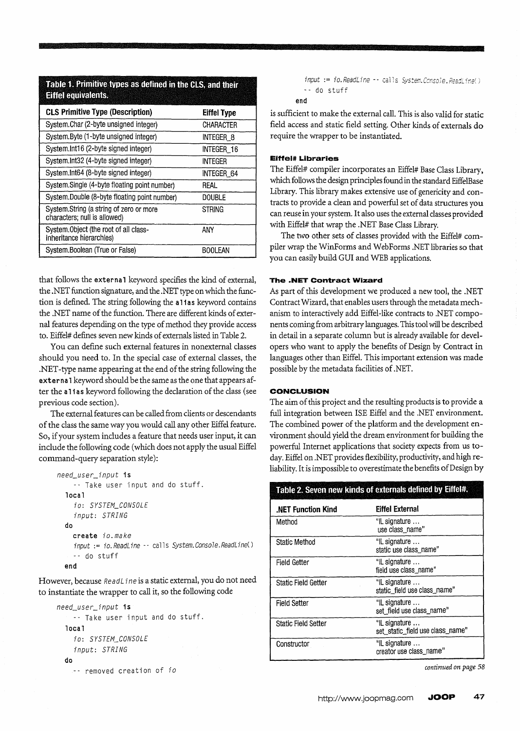**Table 1. Primitive types as defined in the CLS, and their Eiffel equivalents.**

| CLS Primitive Type (Description) | Eiffel Type |
|---|---|
| System.Char (2-byte unsigned integer) | CHARACTER |
| System.Byte (1-byte unsigned integer) | INTEGER_8 |
| System.Int16 (2-byte signed integer) | INTEGER_16 |
| System.Int32 (4-byte signed integer) | INTEGER |
| System.Int64 (8-byte signed integer) | INTEGER_64 |
| System.Single (4-byte floating point number) | REAL |
| System.Double (8-byte floating point number) | DOUBLE |
| System.String (a string of zero or more characters; null is allowed) | STRING |
| System.Object (the root of all class-inheritance hierarchies) | ANY |
| System.Boolean (True or False) | BOOLEAN |

that follows the **external** keyword specifies the kind of external, the .NET function signature, and the .NET type on which the function is defined. The string following the **alias** keyword contains the .NET name of the function. There are different kinds of external features depending on the type of method they provide access to. Eiffel# defines seven new kinds of externals listed in Table 2.

You can define such external features in nonexternal classes should you need to. In the special case of external classes, the .NET-type name appearing at the end of the string following the **external** keyword should be the same as the one that appears after the **alias** keyword following the declaration of the class (see previous code section).

The external features can be called from clients or descendants of the class the same way you would call any other Eiffel feature. So, if your system includes a feature that needs user input, it can include the following code (which does not apply the usual Eiffel command-query separation style):

```
need_user_input is
    -- Take user input and do stuff.
  local
    io: SYSTEM_CONSOLE
    input: STRING
  do
    create io.make
    input := io.ReadLine -- calls System.Console.ReadLine()
    -- do stuff
  end
```

However, because *ReadLine* is a static external, you do not need to instantiate the wrapper to call it, so the following code

```
need_user_input is
    -- Take user input and do stuff.
  local
    io: SYSTEM_CONSOLE
    input: STRING
  do
    -- removed creation of io
    input := io.ReadLine -- calls System.Console.ReadLine()
    -- do stuff
  end
```

is sufficient to make the external call. This is also valid for static field access and static field setting. Other kinds of externals do require the wrapper to be instantiated.

#### Eiffel# Libraries

The Eiffel# compiler incorporates an Eiffel# Base Class Library, which follows the design principles found in the standard EiffelBase Library. This library makes extensive use of genericity and contracts to provide a clean and powerful set of data structures you can reuse in your system. It also uses the external classes provided with Eiffel# that wrap the .NET Base Class Library.

The two other sets of classes provided with the Eiffel# compiler wrap the WinForms and WebForms .NET libraries so that you can easily build GUI and WEB applications.

#### The .NET Contract Wizard

As part of this development we produced a new tool, the .NET Contract Wizard, that enables users through the metadata mechanism to interactively add Eiffel-like contracts to .NET components coming from arbitrary languages. This tool will be described in detail in a separate column but is already available for developers who want to apply the benefits of Design by Contract in languages other than Eiffel. This important extension was made possible by the metadata facilities of .NET.

#### CONCLUSION

The aim of this project and the resulting products is to provide a full integration between ISE Eiffel and the .NET environment. The combined power of the platform and the development environment should yield the dream environment for building the powerful Internet applications that society expects from us today. Eiffel on .NET provides flexibility, productivity, and high reliability. It is impossible to overestimate the benefits of Design by

**Table 2. Seven new kinds of externals defined by Eiffel#.**

| .NET Function Kind | Eiffel External |
|---|---|
| Method | "IL signature ... use class_name" |
| Static Method | "IL signature ... static use class_name" |
| Field Getter | "IL signature ... field use class_name" |
| Static Field Getter | "IL signature ... static_field use class_name" |
| Field Setter | "IL signature ... set_field use class_name" |
| Static Field Setter | "IL signature ... set_static_field use class_name" |
| Constructor | "IL signature ... creator use class_name" |

*continued on page 58*